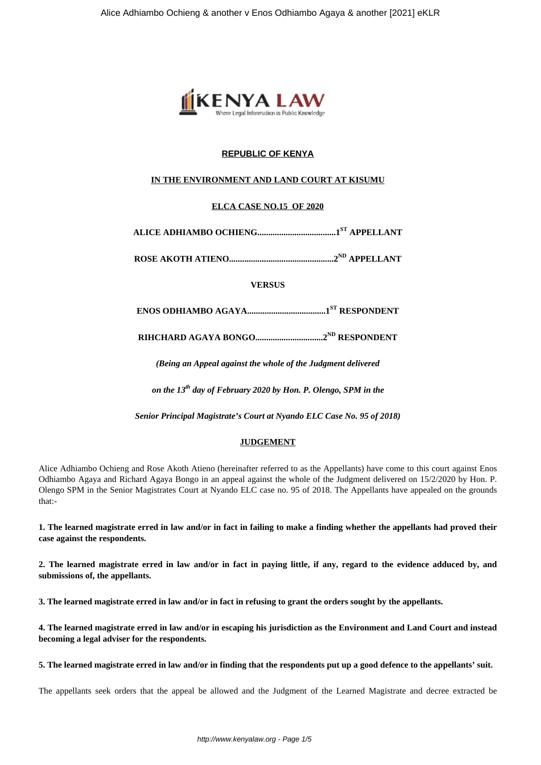**REPUBLIC OF KENYA**

**IN THE ENVIRONMENT AND LAND COURT AT KISUMU**

**ELCA CASE NO.15 OF 2020**

**ALICE ADHIAMBO OCHIENG...................................1ST APPELLANT**

**ROSE AKOTH ATIENO...............................................2ND APPELLANT**

**VERSUS**

**ENOS ODHIAMBO AGAYA...................................1ST RESPONDENT**

**RIHCHARD AGAYA BONGO..............................2ND RESPONDENT**

***(Being an Appeal against the whole of the Judgment delivered***

***on the 13th day of February 2020 by Hon. P. Olengo, SPM in the***

***Senior Principal Magistrate's Court at Nyando ELC Case No. 95 of 2018)***

**JUDGEMENT**

Alice Adhiambo Ochieng and Rose Akoth Atieno (hereinafter referred to as the Appellants) have come to this court against Enos Odhiambo Agaya and Richard Agaya Bongo in an appeal against the whole of the Judgment delivered on 15/2/2020 by Hon. P. Olengo SPM in the Senior Magistrates Court at Nyando ELC case no. 95 of 2018. The Appellants have appealed on the grounds that:-

**1. The learned magistrate erred in law and/or in fact in failing to make a finding whether the appellants had proved their case against the respondents.**

**2. The learned magistrate erred in law and/or in fact in paying little, if any, regard to the evidence adduced by, and submissions of, the appellants.**

**3. The learned magistrate erred in law and/or in fact in refusing to grant the orders sought by the appellants.**

**4. The learned magistrate erred in law and/or in escaping his jurisdiction as the Environment and Land Court and instead becoming a legal adviser for the respondents.**

**5. The learned magistrate erred in law and/or in finding that the respondents put up a good defence to the appellants' suit.**

The appellants seek orders that the appeal be allowed and the Judgment of the Learned Magistrate and decree extracted be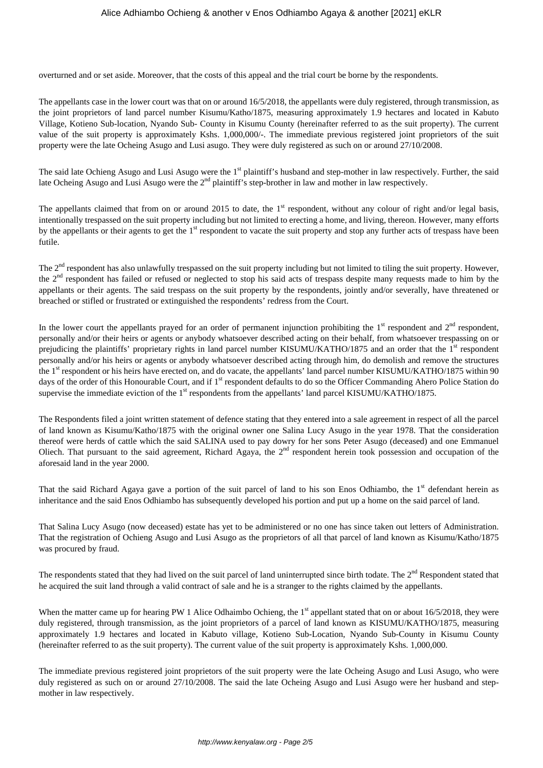overturned and or set aside. Moreover, that the costs of this appeal and the trial court be borne by the respondents.

The appellants case in the lower court was that on or around 16/5/2018, the appellants were duly registered, through transmission, as the joint proprietors of land parcel number Kisumu/Katho/1875, measuring approximately 1.9 hectares and located in Kabuto Village, Kotieno Sub-location, Nyando Sub- County in Kisumu County (hereinafter referred to as the suit property). The current value of the suit property is approximately Kshs. 1,000,000/-. The immediate previous registered joint proprietors of the suit property were the late Ocheing Asugo and Lusi asugo. They were duly registered as such on or around 27/10/2008.

The said late Ochieng Asugo and Lusi Asugo were the 1st plaintiff's husband and step-mother in law respectively. Further, the said late Ocheing Asugo and Lusi Asugo were the 2nd plaintiff's step-brother in law and mother in law respectively.

The appellants claimed that from on or around 2015 to date, the 1st respondent, without any colour of right and/or legal basis, intentionally trespassed on the suit property including but not limited to erecting a home, and living, thereon. However, many efforts by the appellants or their agents to get the 1st respondent to vacate the suit property and stop any further acts of trespass have been futile.

The 2nd respondent has also unlawfully trespassed on the suit property including but not limited to tiling the suit property. However, the 2nd respondent has failed or refused or neglected to stop his said acts of trespass despite many requests made to him by the appellants or their agents. The said trespass on the suit property by the respondents, jointly and/or severally, have threatened or breached or stifled or frustrated or extinguished the respondents' redress from the Court.

In the lower court the appellants prayed for an order of permanent injunction prohibiting the 1st respondent and 2nd respondent, personally and/or their heirs or agents or anybody whatsoever described acting on their behalf, from whatsoever trespassing on or prejudicing the plaintiffs' proprietary rights in land parcel number KISUMU/KATHO/1875 and an order that the 1st respondent personally and/or his heirs or agents or anybody whatsoever described acting through him, do demolish and remove the structures the 1st respondent or his heirs have erected on, and do vacate, the appellants' land parcel number KISUMU/KATHO/1875 within 90 days of the order of this Honourable Court, and if 1st respondent defaults to do so the Officer Commanding Ahero Police Station do supervise the immediate eviction of the 1st respondents from the appellants' land parcel KISUMU/KATHO/1875.

The Respondents filed a joint written statement of defence stating that they entered into a sale agreement in respect of all the parcel of land known as Kisumu/Katho/1875 with the original owner one Salina Lucy Asugo in the year 1978. That the consideration thereof were herds of cattle which the said SALINA used to pay dowry for her sons Peter Asugo (deceased) and one Emmanuel Oliech. That pursuant to the said agreement, Richard Agaya, the 2nd respondent herein took possession and occupation of the aforesaid land in the year 2000.

That the said Richard Agaya gave a portion of the suit parcel of land to his son Enos Odhiambo, the 1st defendant herein as inheritance and the said Enos Odhiambo has subsequently developed his portion and put up a home on the said parcel of land.

That Salina Lucy Asugo (now deceased) estate has yet to be administered or no one has since taken out letters of Administration. That the registration of Ochieng Asugo and Lusi Asugo as the proprietors of all that parcel of land known as Kisumu/Katho/1875 was procured by fraud.

The respondents stated that they had lived on the suit parcel of land uninterrupted since birth todate. The 2nd Respondent stated that he acquired the suit land through a valid contract of sale and he is a stranger to the rights claimed by the appellants.

When the matter came up for hearing PW 1 Alice Odhaimbo Ochieng, the 1st appellant stated that on or about 16/5/2018, they were duly registered, through transmission, as the joint proprietors of a parcel of land known as KISUMU/KATHO/1875, measuring approximately 1.9 hectares and located in Kabuto village, Kotieno Sub-Location, Nyando Sub-County in Kisumu County (hereinafter referred to as the suit property). The current value of the suit property is approximately Kshs. 1,000,000.

The immediate previous registered joint proprietors of the suit property were the late Ocheing Asugo and Lusi Asugo, who were duly registered as such on or around 27/10/2008. The said the late Ocheing Asugo and Lusi Asugo were her husband and step-mother in law respectively.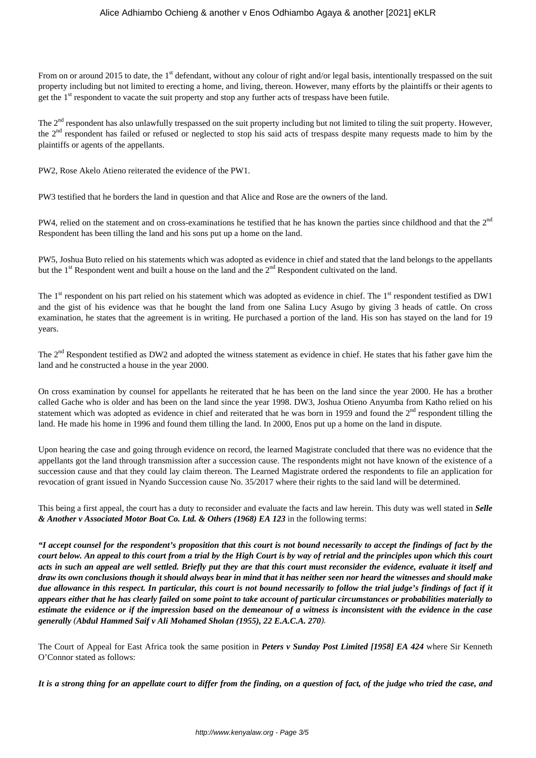From on or around 2015 to date, the 1st defendant, without any colour of right and/or legal basis, intentionally trespassed on the suit property including but not limited to erecting a home, and living, thereon. However, many efforts by the plaintiffs or their agents to get the 1st respondent to vacate the suit property and stop any further acts of trespass have been futile.

The 2nd respondent has also unlawfully trespassed on the suit property including but not limited to tiling the suit property. However, the 2nd respondent has failed or refused or neglected to stop his said acts of trespass despite many requests made to him by the plaintiffs or agents of the appellants.

PW2, Rose Akelo Atieno reiterated the evidence of the PW1.

PW3 testified that he borders the land in question and that Alice and Rose are the owners of the land.

PW4, relied on the statement and on cross-examinations he testified that he has known the parties since childhood and that the 2nd Respondent has been tilling the land and his sons put up a home on the land.

PW5, Joshua Buto relied on his statements which was adopted as evidence in chief and stated that the land belongs to the appellants but the 1st Respondent went and built a house on the land and the 2nd Respondent cultivated on the land.

The 1st respondent on his part relied on his statement which was adopted as evidence in chief. The 1st respondent testified as DW1 and the gist of his evidence was that he bought the land from one Salina Lucy Asugo by giving 3 heads of cattle. On cross examination, he states that the agreement is in writing. He purchased a portion of the land. His son has stayed on the land for 19 years.

The 2nd Respondent testified as DW2 and adopted the witness statement as evidence in chief. He states that his father gave him the land and he constructed a house in the year 2000.

On cross examination by counsel for appellants he reiterated that he has been on the land since the year 2000. He has a brother called Gache who is older and has been on the land since the year 1998. DW3, Joshua Otieno Anyumba from Katho relied on his statement which was adopted as evidence in chief and reiterated that he was born in 1959 and found the 2nd respondent tilling the land. He made his home in 1996 and found them tilling the land. In 2000, Enos put up a home on the land in dispute.

Upon hearing the case and going through evidence on record, the learned Magistrate concluded that there was no evidence that the appellants got the land through transmission after a succession cause. The respondents might not have known of the existence of a succession cause and that they could lay claim thereon. The Learned Magistrate ordered the respondents to file an application for revocation of grant issued in Nyando Succession cause No. 35/2017 where their rights to the said land will be determined.

This being a first appeal, the court has a duty to reconsider and evaluate the facts and law herein. This duty was well stated in ***Selle & Another v Associated Motor Boat Co. Ltd. & Others (1968) EA 123*** in the following terms:

***"I accept counsel for the respondent's proposition that this court is not bound necessarily to accept the findings of fact by the court below. An appeal to this court from a trial by the High Court is by way of retrial and the principles upon which this court acts in such an appeal are well settled. Briefly put they are that this court must reconsider the evidence, evaluate it itself and draw its own conclusions though it should always bear in mind that it has neither seen nor heard the witnesses and should make due allowance in this respect. In particular, this court is not bound necessarily to follow the trial judge's findings of fact if it appears either that he has clearly failed on some point to take account of particular circumstances or probabilities materially to estimate the evidence or if the impression based on the demeanour of a witness is inconsistent with the evidence in the case generally (Abdul Hammed Saif v Ali Mohamed Sholan (1955), 22 E.A.C.A. 270).***

The Court of Appeal for East Africa took the same position in ***Peters v Sunday Post Limited [1958] EA 424*** where Sir Kenneth O'Connor stated as follows:

***It is a strong thing for an appellate court to differ from the finding, on a question of fact, of the judge who tried the case, and***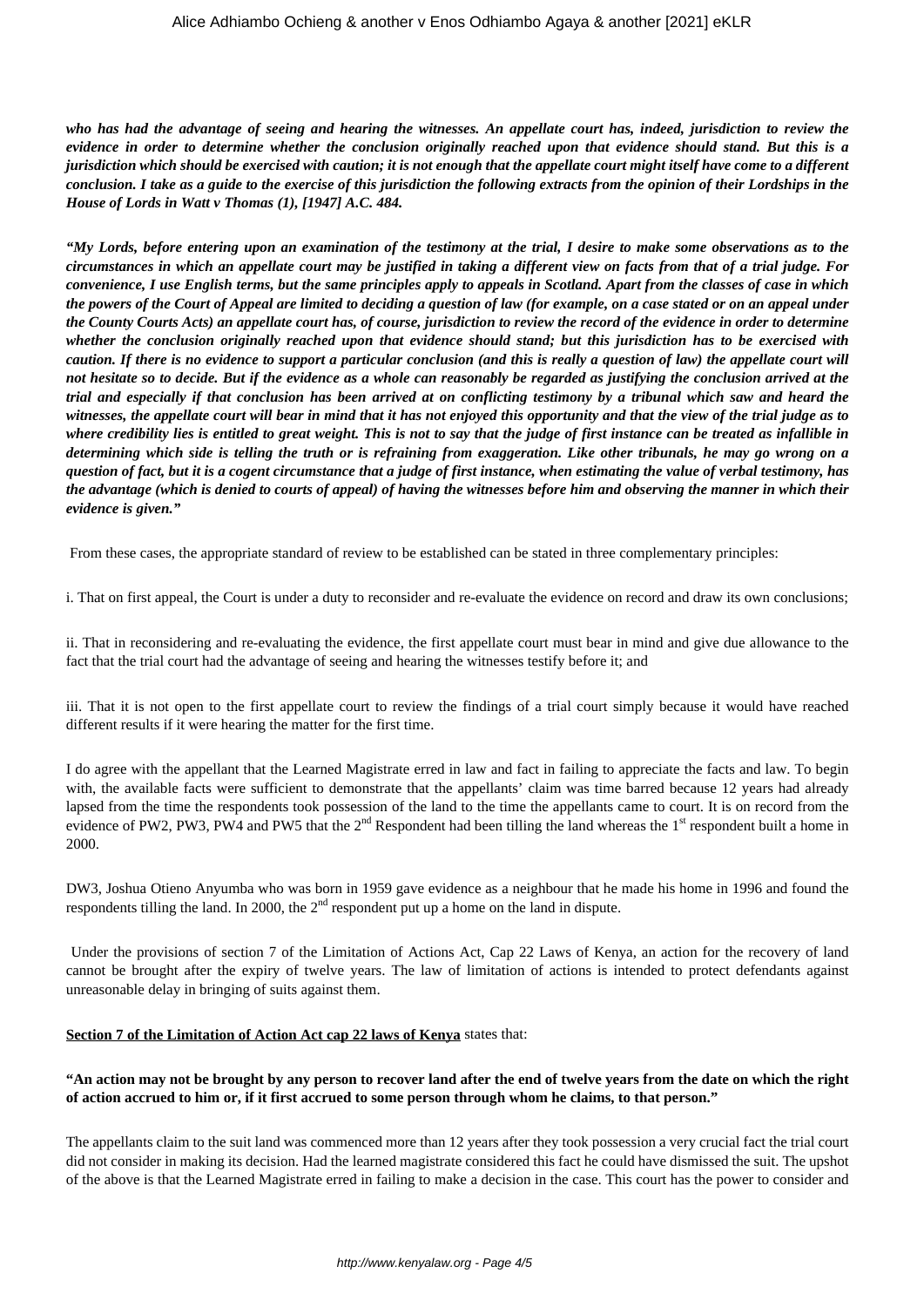***who has had the advantage of seeing and hearing the witnesses. An appellate court has, indeed, jurisdiction to review the evidence in order to determine whether the conclusion originally reached upon that evidence should stand. But this is a jurisdiction which should be exercised with caution; it is not enough that the appellate court might itself have come to a different conclusion. I take as a guide to the exercise of this jurisdiction the following extracts from the opinion of their Lordships in the House of Lords in Watt v Thomas (1), [1947] A.C. 484.***

***"My Lords, before entering upon an examination of the testimony at the trial, I desire to make some observations as to the circumstances in which an appellate court may be justified in taking a different view on facts from that of a trial judge. For convenience, I use English terms, but the same principles apply to appeals in Scotland. Apart from the classes of case in which the powers of the Court of Appeal are limited to deciding a question of law (for example, on a case stated or on an appeal under the County Courts Acts) an appellate court has, of course, jurisdiction to review the record of the evidence in order to determine whether the conclusion originally reached upon that evidence should stand; but this jurisdiction has to be exercised with caution. If there is no evidence to support a particular conclusion (and this is really a question of law) the appellate court will not hesitate so to decide. But if the evidence as a whole can reasonably be regarded as justifying the conclusion arrived at the trial and especially if that conclusion has been arrived at on conflicting testimony by a tribunal which saw and heard the witnesses, the appellate court will bear in mind that it has not enjoyed this opportunity and that the view of the trial judge as to where credibility lies is entitled to great weight. This is not to say that the judge of first instance can be treated as infallible in determining which side is telling the truth or is refraining from exaggeration. Like other tribunals, he may go wrong on a question of fact, but it is a cogent circumstance that a judge of first instance, when estimating the value of verbal testimony, has the advantage (which is denied to courts of appeal) of having the witnesses before him and observing the manner in which their evidence is given."***

From these cases, the appropriate standard of review to be established can be stated in three complementary principles:

i. That on first appeal, the Court is under a duty to reconsider and re-evaluate the evidence on record and draw its own conclusions;

ii. That in reconsidering and re-evaluating the evidence, the first appellate court must bear in mind and give due allowance to the fact that the trial court had the advantage of seeing and hearing the witnesses testify before it; and

iii. That it is not open to the first appellate court to review the findings of a trial court simply because it would have reached different results if it were hearing the matter for the first time.

I do agree with the appellant that the Learned Magistrate erred in law and fact in failing to appreciate the facts and law. To begin with, the available facts were sufficient to demonstrate that the appellants' claim was time barred because 12 years had already lapsed from the time the respondents took possession of the land to the time the appellants came to court. It is on record from the evidence of PW2, PW3, PW4 and PW5 that the 2nd Respondent had been tilling the land whereas the 1st respondent built a home in 2000.

DW3, Joshua Otieno Anyumba who was born in 1959 gave evidence as a neighbour that he made his home in 1996 and found the respondents tilling the land. In 2000, the 2nd respondent put up a home on the land in dispute.

Under the provisions of section 7 of the Limitation of Actions Act, Cap 22 Laws of Kenya, an action for the recovery of land cannot be brought after the expiry of twelve years. The law of limitation of actions is intended to protect defendants against unreasonable delay in bringing of suits against them.

**Section 7 of the Limitation of Action Act cap 22 laws of Kenya** states that:

**"An action may not be brought by any person to recover land after the end of twelve years from the date on which the right of action accrued to him or, if it first accrued to some person through whom he claims, to that person."**

The appellants claim to the suit land was commenced more than 12 years after they took possession a very crucial fact the trial court did not consider in making its decision. Had the learned magistrate considered this fact he could have dismissed the suit. The upshot of the above is that the Learned Magistrate erred in failing to make a decision in the case. This court has the power to consider and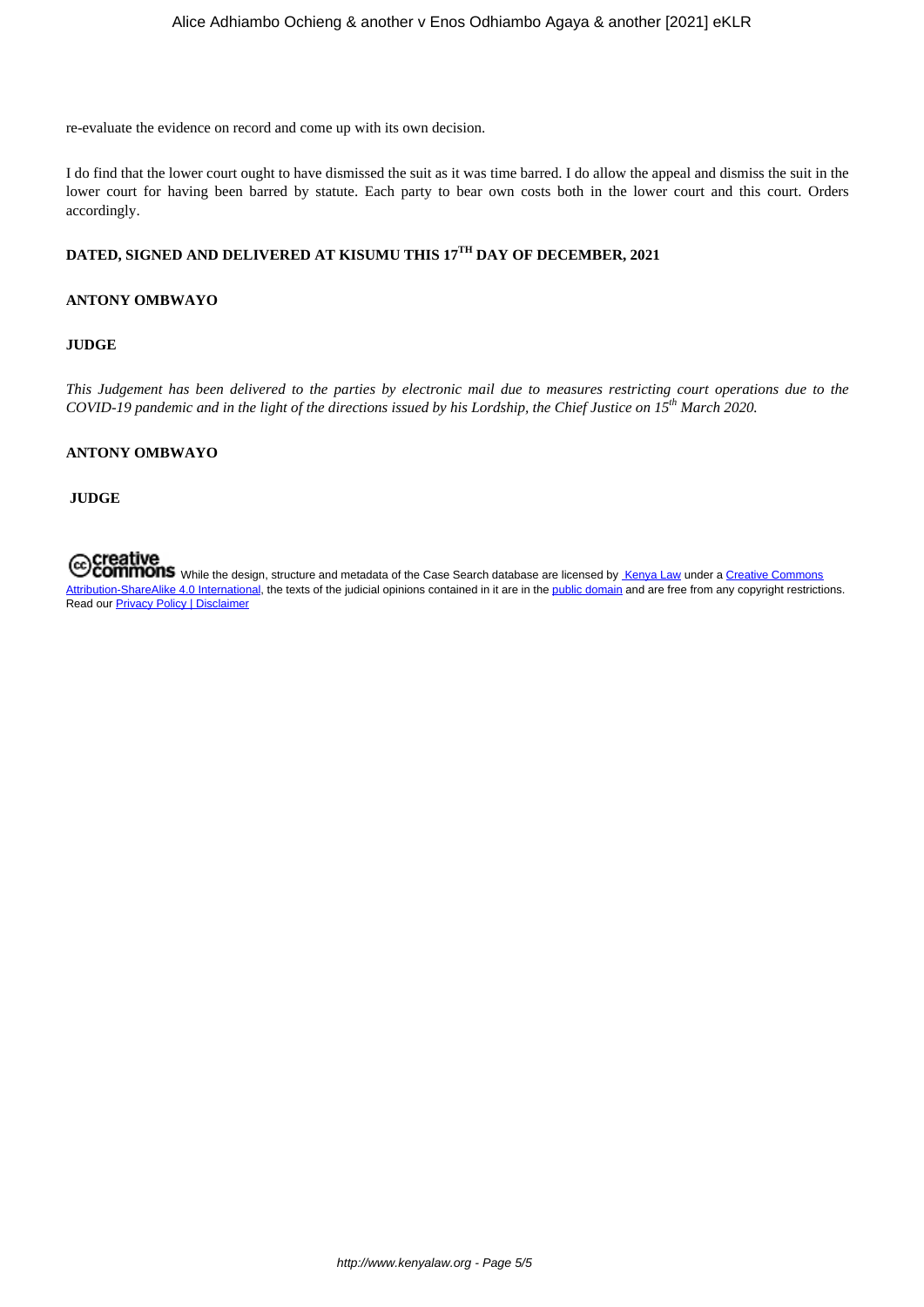re-evaluate the evidence on record and come up with its own decision.

I do find that the lower court ought to have dismissed the suit as it was time barred. I do allow the appeal and dismiss the suit in the lower court for having been barred by statute. Each party to bear own costs both in the lower court and this court. Orders accordingly.

**DATED, SIGNED AND DELIVERED AT KISUMU THIS 17[TH] DAY OF DECEMBER, 2021**

**ANTONY OMBWAYO**

**JUDGE**

*This Judgement has been delivered to the parties by electronic mail due to measures restricting court operations due to the COVID-19 pandemic and in the light of the directions issued by his Lordship, the Chief Justice on 15[th] March 2020.*

**ANTONY OMBWAYO**

**JUDGE**

While the design, structure and metadata of the Case Search database are licensed by Kenya Law under a Creative Commons Attribution-ShareAlike 4.0 International, the texts of the judicial opinions contained in it are in the public domain and are free from any copyright restrictions. Read our Privacy Policy | Disclaimer